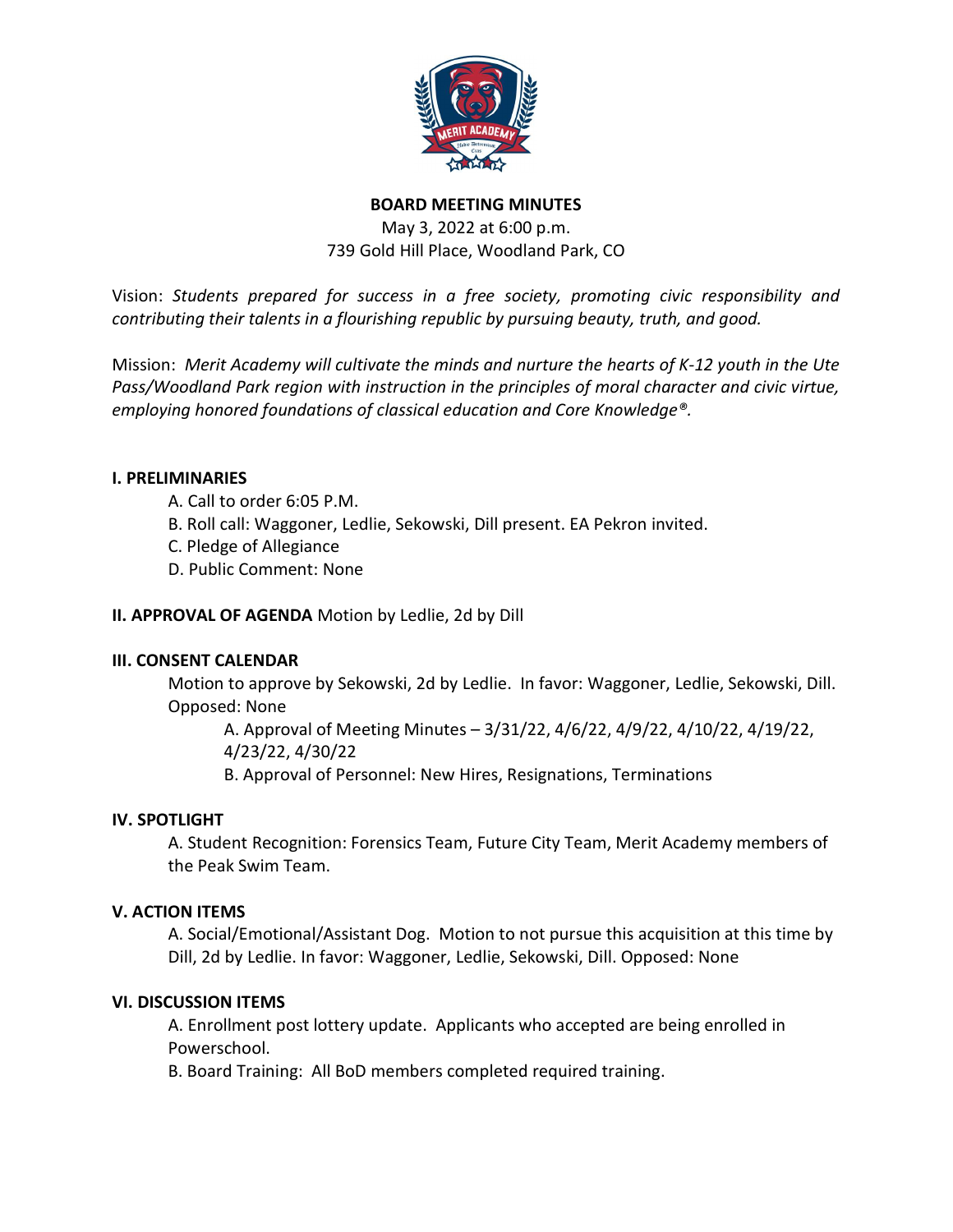# BOARD MEETING MINUTES

May 3, 2022 at 6:00 p.m.
739 Gold Hill Place, Woodland Park, CO

Vision: *Students prepared for success in a free society, promoting civic responsibility and contributing their talents in a flourishing republic by pursuing beauty, truth, and good.*

Mission: *Merit Academy will cultivate the minds and nurture the hearts of K-12 youth in the Ute Pass/Woodland Park region with instruction in the principles of moral character and civic virtue, employing honored foundations of classical education and Core Knowledge®.*

## I. PRELIMINARIES

A. Call to order 6:05 P.M.
B. Roll call: Waggoner, Ledlie, Sekowski, Dill present. EA Pekron invited.
C. Pledge of Allegiance
D. Public Comment: None

## II. APPROVAL OF AGENDA

Motion by Ledlie, 2d by Dill

## III. CONSENT CALENDAR

Motion to approve by Sekowski, 2d by Ledlie. In favor: Waggoner, Ledlie, Sekowski, Dill. Opposed: None

A. Approval of Meeting Minutes – 3/31/22, 4/6/22, 4/9/22, 4/10/22, 4/19/22, 4/23/22, 4/30/22
B. Approval of Personnel: New Hires, Resignations, Terminations

## IV. SPOTLIGHT

A. Student Recognition: Forensics Team, Future City Team, Merit Academy members of the Peak Swim Team.

## V. ACTION ITEMS

A. Social/Emotional/Assistant Dog. Motion to not pursue this acquisition at this time by Dill, 2d by Ledlie. In favor: Waggoner, Ledlie, Sekowski, Dill. Opposed: None

## VI. DISCUSSION ITEMS

A. Enrollment post lottery update. Applicants who accepted are being enrolled in Powerschool.
B. Board Training: All BoD members completed required training.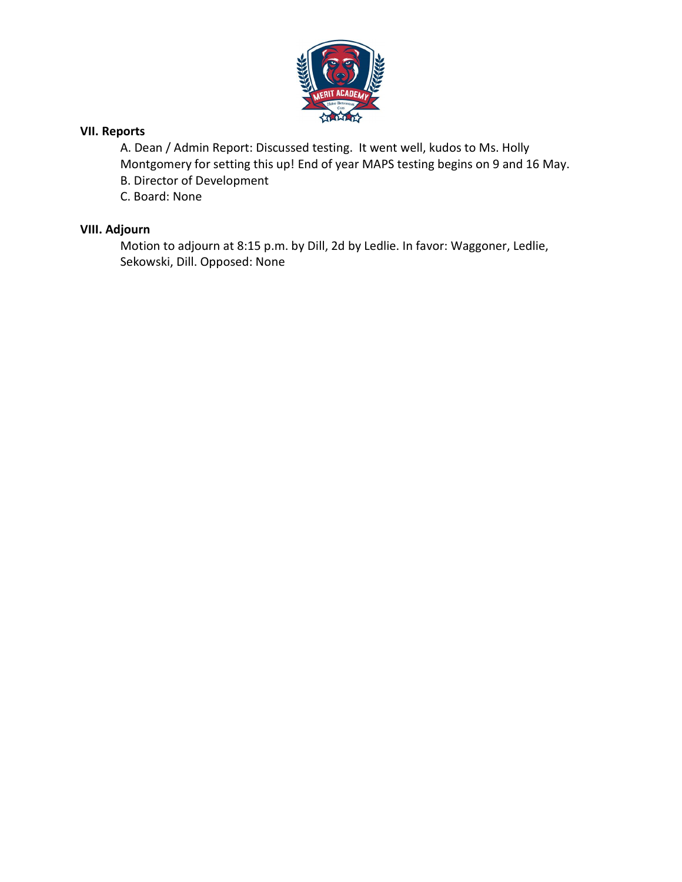**VII. Reports**

A. Dean / Admin Report: Discussed testing.  It went well, kudos to Ms. Holly Montgomery for setting this up! End of year MAPS testing begins on 9 and 16 May.

B. Director of Development

C. Board: None

**VIII. Adjourn**

Motion to adjourn at 8:15 p.m. by Dill, 2d by Ledlie. In favor: Waggoner, Ledlie, Sekowski, Dill. Opposed: None